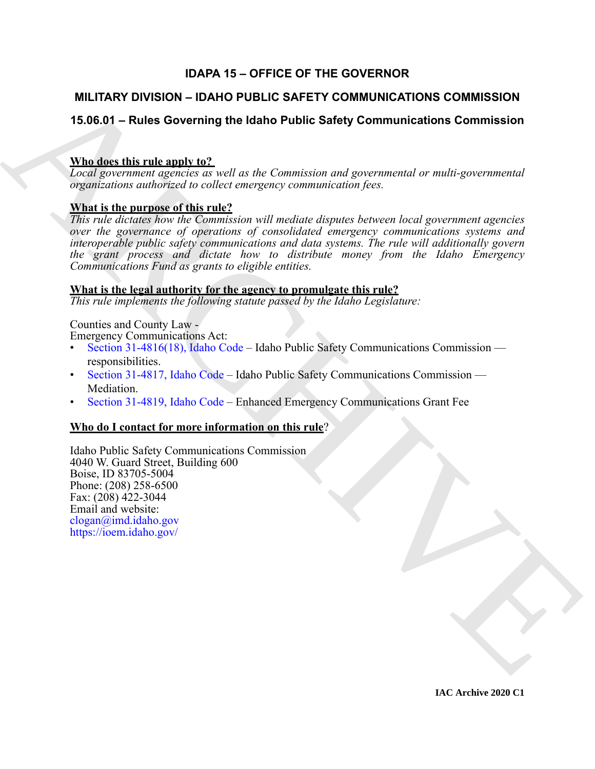# IDAPA 15 – OFFICE OF THE GOVERNOR

## MILITARY DIVISION – IDAHO PUBLIC SAFETY COMMUNICATIONS COMMISSION

### 15.06.01 – Rules Governing the Idaho Public Safety Communications Commission

**Who does this rule apply to?**

*Local government agencies as well as the Commission and governmental or multi-governmental organizations authorized to collect emergency communication fees.*

**What is the purpose of this rule?**

*This rule dictates how the Commission will mediate disputes between local government agencies over the governance of operations of consolidated emergency communications systems and interoperable public safety communications and data systems. The rule will additionally govern the grant process and dictate how to distribute money from the Idaho Emergency Communications Fund as grants to eligible entities.*

**What is the legal authority for the agency to promulgate this rule?**

*This rule implements the following statute passed by the Idaho Legislature:*

Counties and County Law -
Emergency Communications Act:

- Section 31-4816(18), Idaho Code – Idaho Public Safety Communications Commission — responsibilities.
- Section 31-4817, Idaho Code – Idaho Public Safety Communications Commission — Mediation.
- Section 31-4819, Idaho Code – Enhanced Emergency Communications Grant Fee

**Who do I contact for more information on this rule?**

Idaho Public Safety Communications Commission
4040 W. Guard Street, Building 600
Boise, ID 83705-5004
Phone: (208) 258-6500
Fax: (208) 422-3044
Email and website:
clogan@imd.idaho.gov
https://ioem.idaho.gov/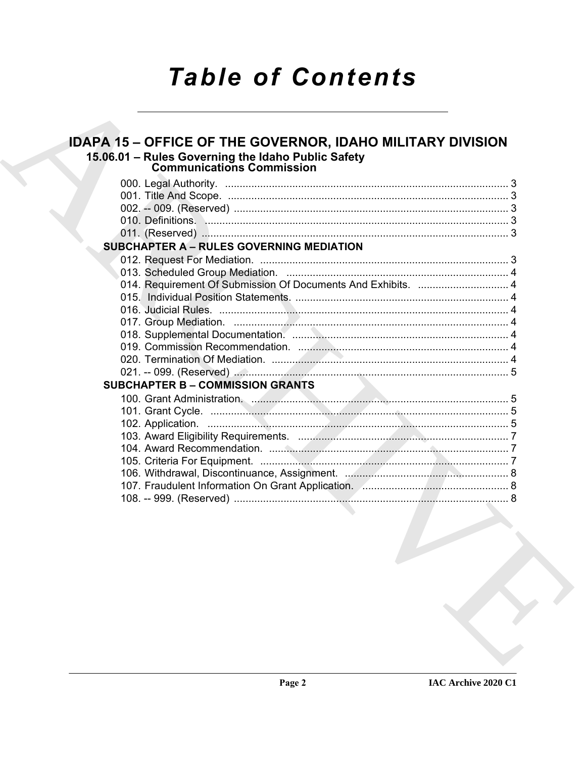# Table of Contents

## IDAPA 15 – OFFICE OF THE GOVERNOR, IDAHO MILITARY DIVISION

### 15.06.01 – Rules Governing the Idaho Public Safety Communications Commission

000. Legal Authority. ... 3
001. Title And Scope. ... 3
002. -- 009. (Reserved) ... 3
010. Definitions. ... 3
011. (Reserved) ... 3

**SUBCHAPTER A – RULES GOVERNING MEDIATION**

012. Request For Mediation. ... 3
013. Scheduled Group Mediation. ... 4
014. Requirement Of Submission Of Documents And Exhibits. ... 4
015. Individual Position Statements. ... 4
016. Judicial Rules. ... 4
017. Group Mediation. ... 4
018. Supplemental Documentation. ... 4
019. Commission Recommendation. ... 4
020. Termination Of Mediation. ... 4
021. -- 099. (Reserved) ... 5

**SUBCHAPTER B – COMMISSION GRANTS**

100. Grant Administration. ... 5
101. Grant Cycle. ... 5
102. Application. ... 5
103. Award Eligibility Requirements. ... 7
104. Award Recommendation. ... 7
105. Criteria For Equipment. ... 7
106. Withdrawal, Discontinuance, Assignment. ... 8
107. Fraudulent Information On Grant Application. ... 8
108. -- 999. (Reserved) ... 8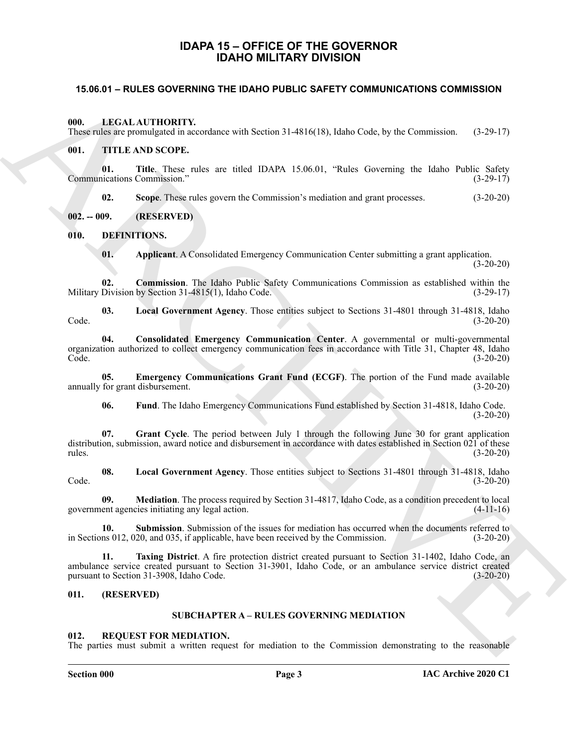# IDAPA 15 – OFFICE OF THE GOVERNOR
# IDAHO MILITARY DIVISION

## 15.06.01 – RULES GOVERNING THE IDAHO PUBLIC SAFETY COMMUNICATIONS COMMISSION

### 000. LEGAL AUTHORITY.

These rules are promulgated in accordance with Section 31-4816(18), Idaho Code, by the Commission. (3-29-17)

### 001. TITLE AND SCOPE.

**01. Title**. These rules are titled IDAPA 15.06.01, "Rules Governing the Idaho Public Safety Communications Commission." (3-29-17)

**02. Scope**. These rules govern the Commission's mediation and grant processes. (3-20-20)

### 002. -- 009. (RESERVED)

### 010. DEFINITIONS.

**01. Applicant**. A Consolidated Emergency Communication Center submitting a grant application. (3-20-20)

**02. Commission**. The Idaho Public Safety Communications Commission as established within the Military Division by Section 31-4815(1), Idaho Code. (3-29-17)

**03. Local Government Agency**. Those entities subject to Sections 31-4801 through 31-4818, Idaho Code. (3-20-20)

**04. Consolidated Emergency Communication Center**. A governmental or multi-governmental organization authorized to collect emergency communication fees in accordance with Title 31, Chapter 48, Idaho Code. (3-20-20)

**05. Emergency Communications Grant Fund (ECGF)**. The portion of the Fund made available annually for grant disbursement. (3-20-20)

**06. Fund**. The Idaho Emergency Communications Fund established by Section 31-4818, Idaho Code. (3-20-20)

**07. Grant Cycle**. The period between July 1 through the following June 30 for grant application distribution, submission, award notice and disbursement in accordance with dates established in Section 021 of these rules. (3-20-20)

**08. Local Government Agency**. Those entities subject to Sections 31-4801 through 31-4818, Idaho Code. (3-20-20)

**09. Mediation**. The process required by Section 31-4817, Idaho Code, as a condition precedent to local government agencies initiating any legal action. (4-11-16)

**10. Submission**. Submission of the issues for mediation has occurred when the documents referred to in Sections 012, 020, and 035, if applicable, have been received by the Commission. (3-20-20)

**11. Taxing District**. A fire protection district created pursuant to Section 31-1402, Idaho Code, an ambulance service created pursuant to Section 31-3901, Idaho Code, or an ambulance service district created pursuant to Section 31-3908, Idaho Code. (3-20-20)

### 011. (RESERVED)

## SUBCHAPTER A – RULES GOVERNING MEDIATION

### 012. REQUEST FOR MEDIATION.

The parties must submit a written request for mediation to the Commission demonstrating to the reasonable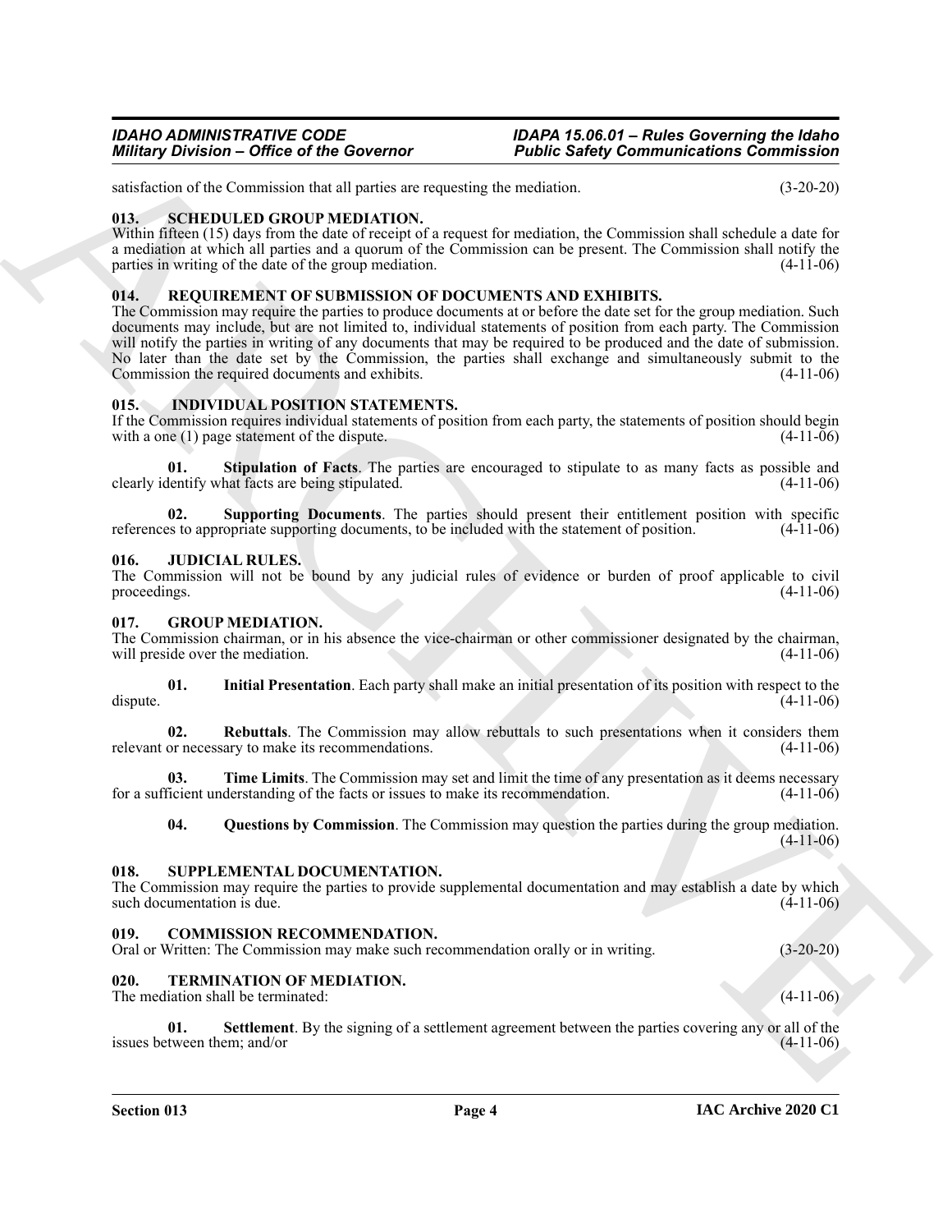satisfaction of the Commission that all parties are requesting the mediation. (3-20-20)

### 013. SCHEDULED GROUP MEDIATION.

Within fifteen (15) days from the date of receipt of a request for mediation, the Commission shall schedule a date for a mediation at which all parties and a quorum of the Commission can be present. The Commission shall notify the parties in writing of the date of the group mediation. (4-11-06)

### 014. REQUIREMENT OF SUBMISSION OF DOCUMENTS AND EXHIBITS.

The Commission may require the parties to produce documents at or before the date set for the group mediation. Such documents may include, but are not limited to, individual statements of position from each party. The Commission will notify the parties in writing of any documents that may be required to be produced and the date of submission. No later than the date set by the Commission, the parties shall exchange and simultaneously submit to the Commission the required documents and exhibits. (4-11-06)

### 015. INDIVIDUAL POSITION STATEMENTS.

If the Commission requires individual statements of position from each party, the statements of position should begin with a one (1) page statement of the dispute. (4-11-06)

**01. Stipulation of Facts**. The parties are encouraged to stipulate to as many facts as possible and clearly identify what facts are being stipulated. (4-11-06)

**02. Supporting Documents**. The parties should present their entitlement position with specific references to appropriate supporting documents, to be included with the statement of position. (4-11-06)

### 016. JUDICIAL RULES.

The Commission will not be bound by any judicial rules of evidence or burden of proof applicable to civil proceedings. (4-11-06)

### 017. GROUP MEDIATION.

The Commission chairman, or in his absence the vice-chairman or other commissioner designated by the chairman, will preside over the mediation. (4-11-06)

**01. Initial Presentation**. Each party shall make an initial presentation of its position with respect to the dispute. (4-11-06)

**02. Rebuttals**. The Commission may allow rebuttals to such presentations when it considers them relevant or necessary to make its recommendations. (4-11-06)

**03. Time Limits**. The Commission may set and limit the time of any presentation as it deems necessary for a sufficient understanding of the facts or issues to make its recommendation. (4-11-06)

**04. Questions by Commission**. The Commission may question the parties during the group mediation. (4-11-06)

### 018. SUPPLEMENTAL DOCUMENTATION.

The Commission may require the parties to provide supplemental documentation and may establish a date by which such documentation is due. (4-11-06)

### 019. COMMISSION RECOMMENDATION.

Oral or Written: The Commission may make such recommendation orally or in writing. (3-20-20)

### 020. TERMINATION OF MEDIATION.

The mediation shall be terminated: (4-11-06)

**01. Settlement**. By the signing of a settlement agreement between the parties covering any or all of the issues between them; and/or (4-11-06)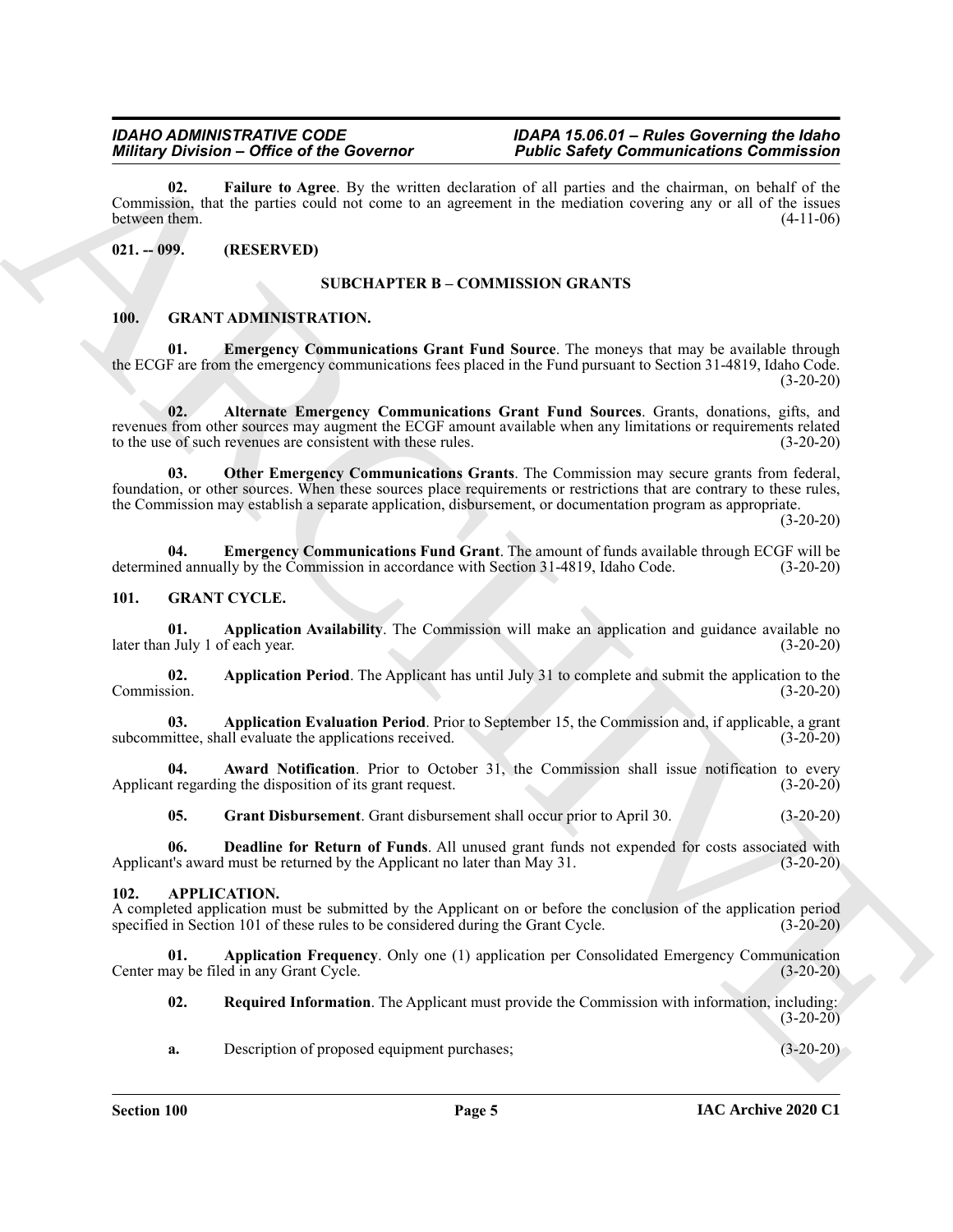**02. Failure to Agree**. By the written declaration of all parties and the chairman, on behalf of the Commission, that the parties could not come to an agreement in the mediation covering any or all of the issues between them. (4-11-06)

**021. -- 099. (RESERVED)**

## SUBCHAPTER B – COMMISSION GRANTS

### 100. GRANT ADMINISTRATION.

**01. Emergency Communications Grant Fund Source**. The moneys that may be available through the ECGF are from the emergency communications fees placed in the Fund pursuant to Section 31-4819, Idaho Code. (3-20-20)

**02. Alternate Emergency Communications Grant Fund Sources**. Grants, donations, gifts, and revenues from other sources may augment the ECGF amount available when any limitations or requirements related to the use of such revenues are consistent with these rules. (3-20-20)

**03. Other Emergency Communications Grants**. The Commission may secure grants from federal, foundation, or other sources. When these sources place requirements or restrictions that are contrary to these rules, the Commission may establish a separate application, disbursement, or documentation program as appropriate. (3-20-20)

**04. Emergency Communications Fund Grant**. The amount of funds available through ECGF will be determined annually by the Commission in accordance with Section 31-4819, Idaho Code. (3-20-20)

### 101. GRANT CYCLE.

**01. Application Availability**. The Commission will make an application and guidance available no later than July 1 of each year. (3-20-20)

**02. Application Period**. The Applicant has until July 31 to complete and submit the application to the Commission. (3-20-20)

**03. Application Evaluation Period**. Prior to September 15, the Commission and, if applicable, a grant subcommittee, shall evaluate the applications received. (3-20-20)

**04. Award Notification**. Prior to October 31, the Commission shall issue notification to every Applicant regarding the disposition of its grant request. (3-20-20)

**05. Grant Disbursement**. Grant disbursement shall occur prior to April 30. (3-20-20)

**06. Deadline for Return of Funds**. All unused grant funds not expended for costs associated with Applicant's award must be returned by the Applicant no later than May 31. (3-20-20)

### 102. APPLICATION.

A completed application must be submitted by the Applicant on or before the conclusion of the application period specified in Section 101 of these rules to be considered during the Grant Cycle. (3-20-20)

**01. Application Frequency**. Only one (1) application per Consolidated Emergency Communication Center may be filed in any Grant Cycle. (3-20-20)

**02. Required Information**. The Applicant must provide the Commission with information, including: (3-20-20)

**a.** Description of proposed equipment purchases; (3-20-20)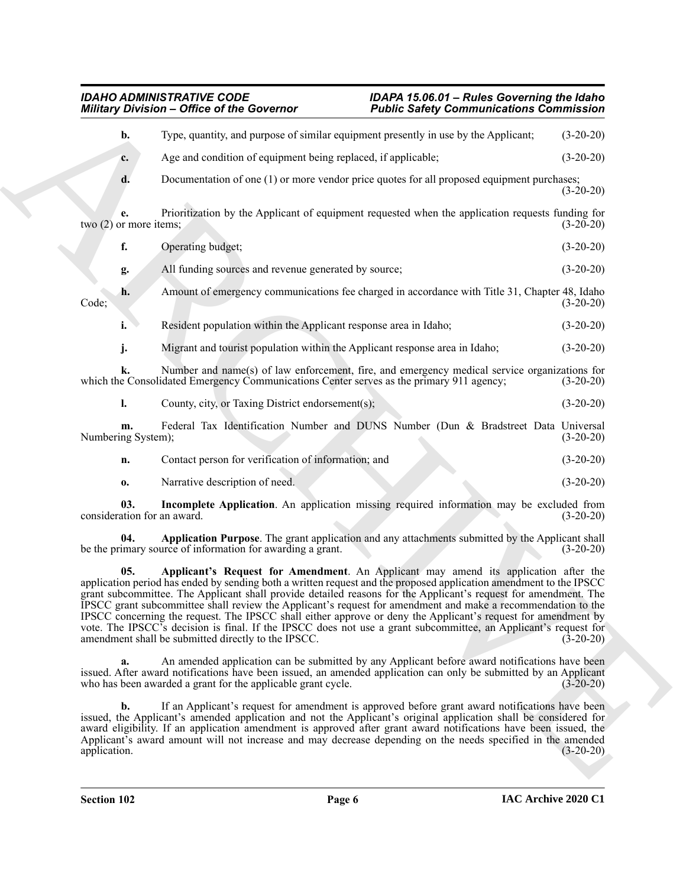**b.** Type, quantity, and purpose of similar equipment presently in use by the Applicant; (3-20-20)

**c.** Age and condition of equipment being replaced, if applicable; (3-20-20)

**d.** Documentation of one (1) or more vendor price quotes for all proposed equipment purchases; (3-20-20)

**e.** Prioritization by the Applicant of equipment requested when the application requests funding for two (2) or more items; (3-20-20)

**f.** Operating budget; (3-20-20)

**g.** All funding sources and revenue generated by source; (3-20-20)

**h.** Amount of emergency communications fee charged in accordance with Title 31, Chapter 48, Idaho Code; (3-20-20)

**i.** Resident population within the Applicant response area in Idaho; (3-20-20)

**j.** Migrant and tourist population within the Applicant response area in Idaho; (3-20-20)

**k.** Number and name(s) of law enforcement, fire, and emergency medical service organizations for which the Consolidated Emergency Communications Center serves as the primary 911 agency; (3-20-20)

**l.** County, city, or Taxing District endorsement(s); (3-20-20)

**m.** Federal Tax Identification Number and DUNS Number (Dun & Bradstreet Data Universal Numbering System); (3-20-20)

**n.** Contact person for verification of information; and (3-20-20)

**o.** Narrative description of need. (3-20-20)

**03. Incomplete Application**. An application missing required information may be excluded from consideration for an award. (3-20-20)

**04. Application Purpose**. The grant application and any attachments submitted by the Applicant shall be the primary source of information for awarding a grant. (3-20-20)

**05. Applicant's Request for Amendment**. An Applicant may amend its application after the application period has ended by sending both a written request and the proposed application amendment to the IPSCC grant subcommittee. The Applicant shall provide detailed reasons for the Applicant's request for amendment. The IPSCC grant subcommittee shall review the Applicant's request for amendment and make a recommendation to the IPSCC concerning the request. The IPSCC shall either approve or deny the Applicant's request for amendment by vote. The IPSCC's decision is final. If the IPSCC does not use a grant subcommittee, an Applicant's request for amendment shall be submitted directly to the IPSCC. (3-20-20)

**a.** An amended application can be submitted by any Applicant before award notifications have been issued. After award notifications have been issued, an amended application can only be submitted by an Applicant who has been awarded a grant for the applicable grant cycle. (3-20-20)

**b.** If an Applicant's request for amendment is approved before grant award notifications have been issued, the Applicant's amended application and not the Applicant's original application shall be considered for award eligibility. If an application amendment is approved after grant award notifications have been issued, the Applicant's award amount will not increase and may decrease depending on the needs specified in the amended application. (3-20-20)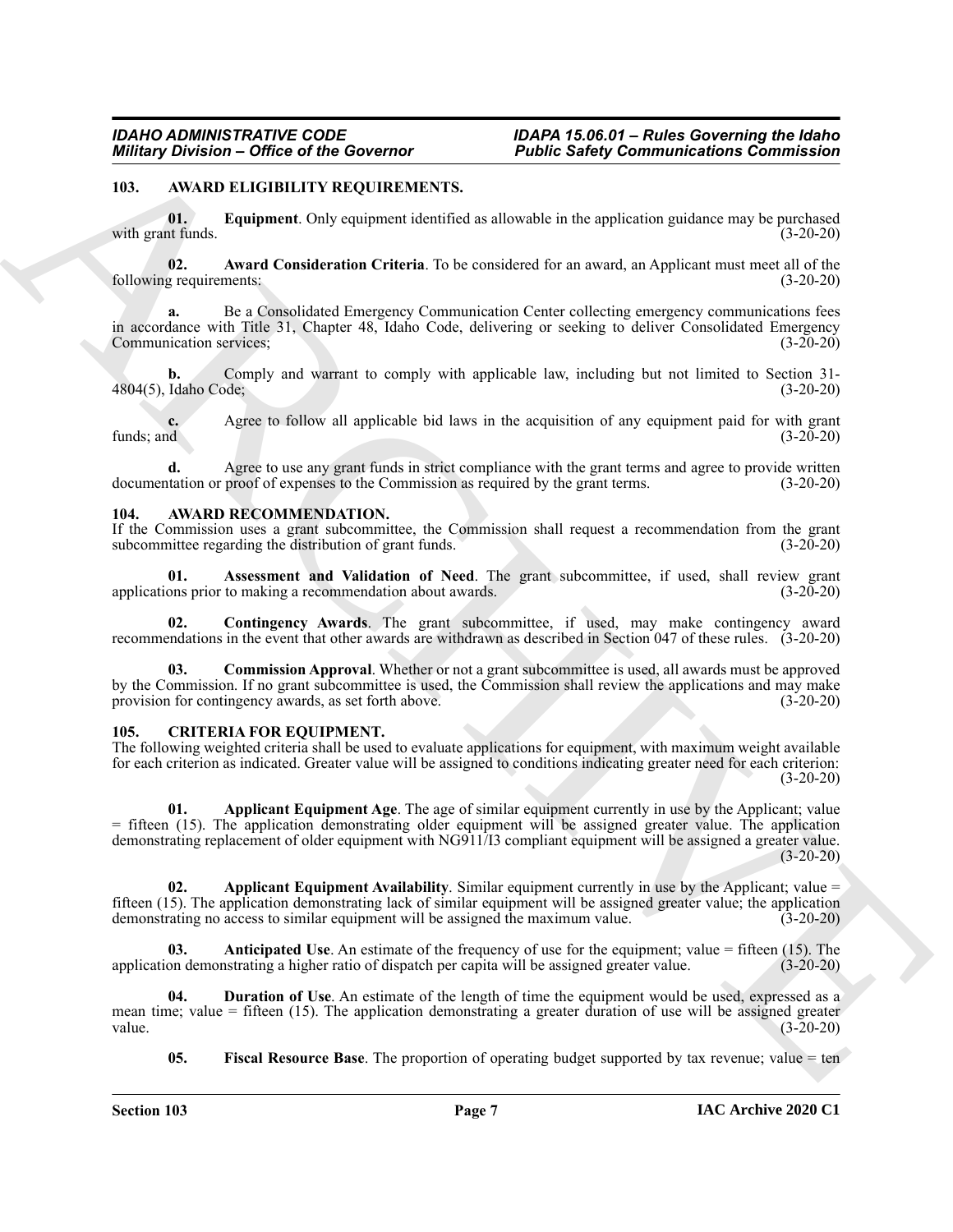## 103. AWARD ELIGIBILITY REQUIREMENTS.

**01. Equipment**. Only equipment identified as allowable in the application guidance may be purchased with grant funds. (3-20-20)

**02. Award Consideration Criteria**. To be considered for an award, an Applicant must meet all of the following requirements: (3-20-20)

**a.** Be a Consolidated Emergency Communication Center collecting emergency communications fees in accordance with Title 31, Chapter 48, Idaho Code, delivering or seeking to deliver Consolidated Emergency Communication services; (3-20-20)

**b.** Comply and warrant to comply with applicable law, including but not limited to Section 31-4804(5), Idaho Code; (3-20-20)

**c.** Agree to follow all applicable bid laws in the acquisition of any equipment paid for with grant funds; and (3-20-20)

**d.** Agree to use any grant funds in strict compliance with the grant terms and agree to provide written documentation or proof of expenses to the Commission as required by the grant terms. (3-20-20)

## 104. AWARD RECOMMENDATION.

If the Commission uses a grant subcommittee, the Commission shall request a recommendation from the grant subcommittee regarding the distribution of grant funds. (3-20-20)

**01. Assessment and Validation of Need**. The grant subcommittee, if used, shall review grant applications prior to making a recommendation about awards. (3-20-20)

**02. Contingency Awards**. The grant subcommittee, if used, may make contingency award recommendations in the event that other awards are withdrawn as described in Section 047 of these rules. (3-20-20)

**03. Commission Approval**. Whether or not a grant subcommittee is used, all awards must be approved by the Commission. If no grant subcommittee is used, the Commission shall review the applications and may make provision for contingency awards, as set forth above. (3-20-20)

## 105. CRITERIA FOR EQUIPMENT.

The following weighted criteria shall be used to evaluate applications for equipment, with maximum weight available for each criterion as indicated. Greater value will be assigned to conditions indicating greater need for each criterion: (3-20-20)

**01. Applicant Equipment Age**. The age of similar equipment currently in use by the Applicant; value = fifteen (15). The application demonstrating older equipment will be assigned greater value. The application demonstrating replacement of older equipment with NG911/I3 compliant equipment will be assigned a greater value. (3-20-20)

**02. Applicant Equipment Availability**. Similar equipment currently in use by the Applicant; value = fifteen (15). The application demonstrating lack of similar equipment will be assigned greater value; the application demonstrating no access to similar equipment will be assigned the maximum value. (3-20-20)

**03. Anticipated Use**. An estimate of the frequency of use for the equipment; value = fifteen (15). The application demonstrating a higher ratio of dispatch per capita will be assigned greater value. (3-20-20)

**04. Duration of Use**. An estimate of the length of time the equipment would be used, expressed as a mean time; value = fifteen (15). The application demonstrating a greater duration of use will be assigned greater value. (3-20-20)

**05. Fiscal Resource Base**. The proportion of operating budget supported by tax revenue; value = ten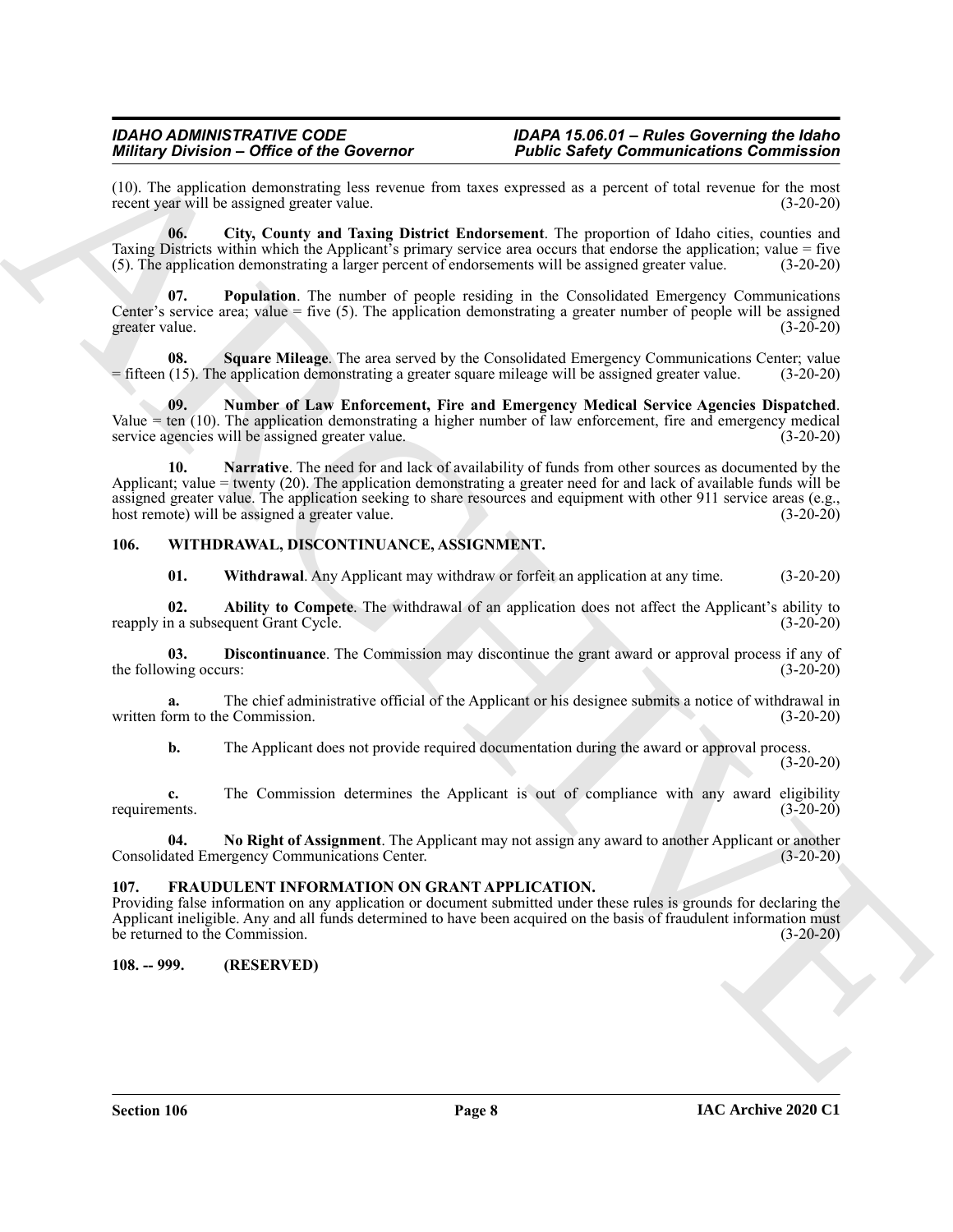(10). The application demonstrating less revenue from taxes expressed as a percent of total revenue for the most recent year will be assigned greater value. (3-20-20)

**06. City, County and Taxing District Endorsement**. The proportion of Idaho cities, counties and Taxing Districts within which the Applicant's primary service area occurs that endorse the application; value = five (5). The application demonstrating a larger percent of endorsements will be assigned greater value. (3-20-20)

**07. Population**. The number of people residing in the Consolidated Emergency Communications Center's service area; value = five (5). The application demonstrating a greater number of people will be assigned greater value. (3-20-20)

**08. Square Mileage**. The area served by the Consolidated Emergency Communications Center; value = fifteen (15). The application demonstrating a greater square mileage will be assigned greater value. (3-20-20)

**09. Number of Law Enforcement, Fire and Emergency Medical Service Agencies Dispatched**. Value = ten (10). The application demonstrating a higher number of law enforcement, fire and emergency medical service agencies will be assigned greater value. (3-20-20)

**10. Narrative**. The need for and lack of availability of funds from other sources as documented by the Applicant; value = twenty (20). The application demonstrating a greater need for and lack of available funds will be assigned greater value. The application seeking to share resources and equipment with other 911 service areas (e.g., host remote) will be assigned a greater value. (3-20-20)

## 106. WITHDRAWAL, DISCONTINUANCE, ASSIGNMENT.

**01. Withdrawal**. Any Applicant may withdraw or forfeit an application at any time. (3-20-20)

**02. Ability to Compete**. The withdrawal of an application does not affect the Applicant's ability to reapply in a subsequent Grant Cycle. (3-20-20)

**03. Discontinuance**. The Commission may discontinue the grant award or approval process if any of the following occurs: (3-20-20)

**a.** The chief administrative official of the Applicant or his designee submits a notice of withdrawal in written form to the Commission. (3-20-20)

**b.** The Applicant does not provide required documentation during the award or approval process. (3-20-20)

**c.** The Commission determines the Applicant is out of compliance with any award eligibility requirements. (3-20-20)

**04. No Right of Assignment**. The Applicant may not assign any award to another Applicant or another Consolidated Emergency Communications Center. (3-20-20)

## 107. FRAUDULENT INFORMATION ON GRANT APPLICATION.

Providing false information on any application or document submitted under these rules is grounds for declaring the Applicant ineligible. Any and all funds determined to have been acquired on the basis of fraudulent information must be returned to the Commission. (3-20-20)

## 108. -- 999. (RESERVED)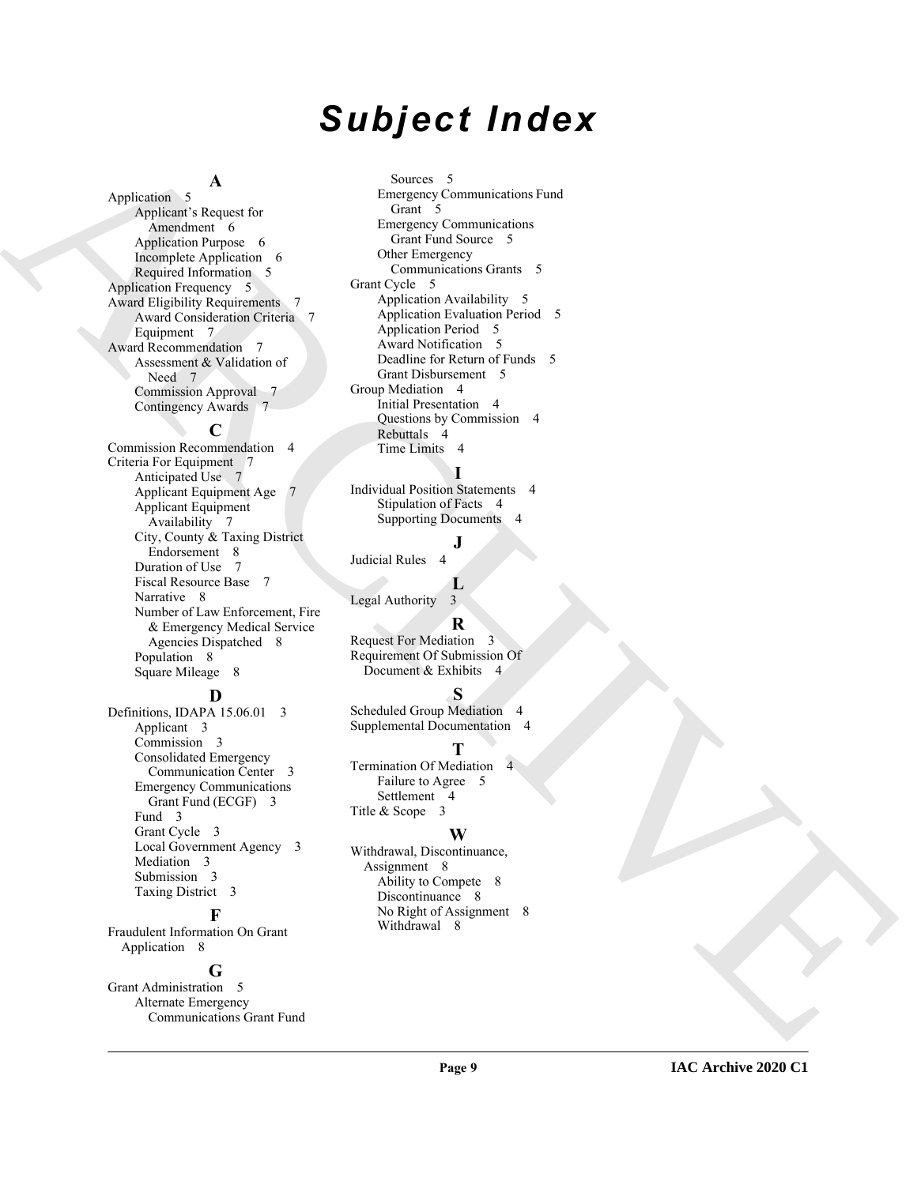# Subject Index

**A**

Application 5
- Applicant's Request for Amendment 6
- Application Purpose 6
- Incomplete Application 6
- Required Information 5

Application Frequency 5

Award Eligibility Requirements 7
- Award Consideration Criteria 7
- Equipment 7

Award Recommendation 7
- Assessment & Validation of Need 7
- Commission Approval 7
- Contingency Awards 7

**C**

Commission Recommendation 4

Criteria For Equipment 7
- Anticipated Use 7
- Applicant Equipment Age 7
- Applicant Equipment Availability 7
- City, County & Taxing District Endorsement 8
- Duration of Use 7
- Fiscal Resource Base 7
- Narrative 8
- Number of Law Enforcement, Fire & Emergency Medical Service Agencies Dispatched 8
- Population 8
- Square Mileage 8

**D**

Definitions, IDAPA 15.06.01 3
- Applicant 3
- Commission 3
- Consolidated Emergency Communication Center 3
- Emergency Communications Grant Fund (ECGF) 3
- Fund 3
- Grant Cycle 3
- Local Government Agency 3
- Mediation 3
- Submission 3
- Taxing District 3

**F**

Fraudulent Information On Grant Application 8

**G**

Grant Administration 5
- Alternate Emergency Communications Grant Fund Sources 5
- Emergency Communications Fund Grant 5
- Emergency Communications Grant Fund Source 5
- Other Emergency Communications Grants 5

Grant Cycle 5
- Application Availability 5
- Application Evaluation Period 5
- Application Period 5
- Award Notification 5
- Deadline for Return of Funds 5
- Grant Disbursement 5

Group Mediation 4
- Initial Presentation 4
- Questions by Commission 4
- Rebuttals 4
- Time Limits 4

**I**

Individual Position Statements 4
- Stipulation of Facts 4
- Supporting Documents 4

**J**

Judicial Rules 4

**L**

Legal Authority 3

**R**

Request For Mediation 3

Requirement Of Submission Of Document & Exhibits 4

**S**

Scheduled Group Mediation 4

Supplemental Documentation 4

**T**

Termination Of Mediation 4
- Failure to Agree 5
- Settlement 4

Title & Scope 3

**W**

Withdrawal, Discontinuance, Assignment 8
- Ability to Compete 8
- Discontinuance 8
- No Right of Assignment 8
- Withdrawal 8